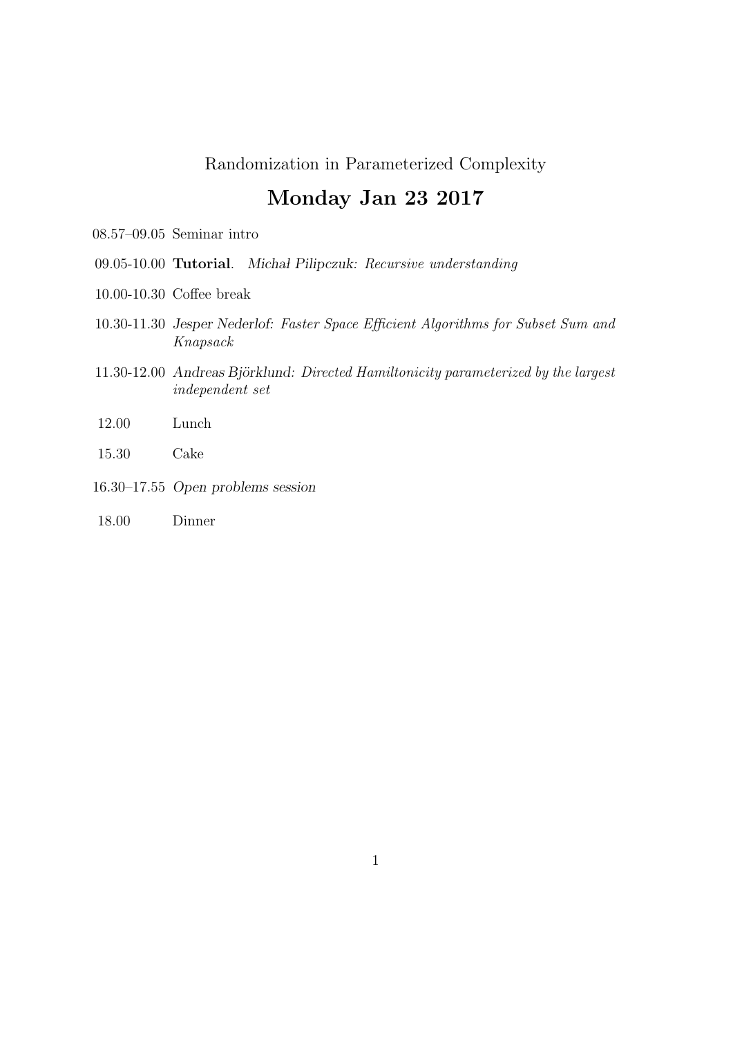Randomization in Parameterized Complexity

# Monday Jan 23 2017

08.57–09.05 Seminar intro

09.05-10.00 **Tutorial**. *Michał Pilipczuk: Recursive understanding*

10.00-10.30 Coffee break

10.30-11.30 *Jesper Nederlof: Faster Space Efficient Algorithms for Subset Sum and Knapsack*

11.30-12.00 *Andreas Björklund: Directed Hamiltonicity parameterized by the largest independent set*

12.00 Lunch

15.30 Cake

16.30–17.55 *Open problems session*

18.00 Dinner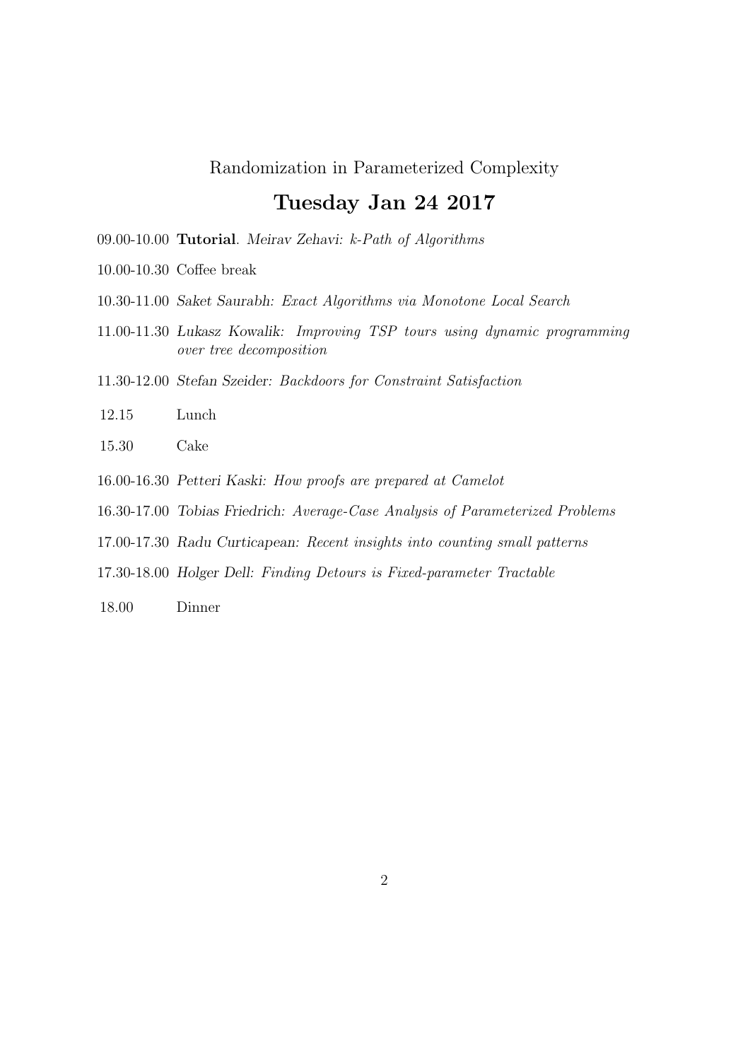Randomization in Parameterized Complexity

## Tuesday Jan 24 2017

09.00-10.00 **Tutorial**. *Meirav Zehavi: k-Path of Algorithms*

10.00-10.30 Coffee break

10.30-11.00 *Saket Saurabh: Exact Algorithms via Monotone Local Search*

11.00-11.30 *Lukasz Kowalik: Improving TSP tours using dynamic programming over tree decomposition*

11.30-12.00 *Stefan Szeider: Backdoors for Constraint Satisfaction*

12.15 Lunch

15.30 Cake

16.00-16.30 *Petteri Kaski: How proofs are prepared at Camelot*

16.30-17.00 *Tobias Friedrich: Average-Case Analysis of Parameterized Problems*

17.00-17.30 *Radu Curticapean: Recent insights into counting small patterns*

17.30-18.00 *Holger Dell: Finding Detours is Fixed-parameter Tractable*

18.00 Dinner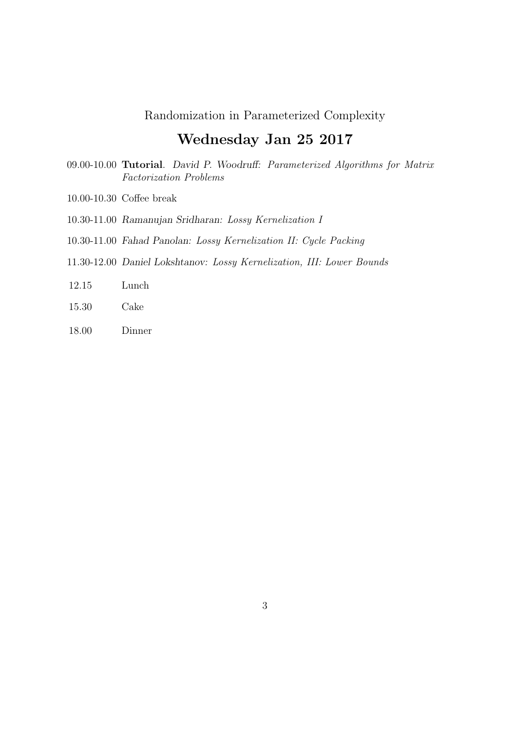Randomization in Parameterized Complexity

# Wednesday Jan 25 2017

- 09.00-10.00 **Tutorial**. *David P. Woodruff: Parameterized Algorithms for Matrix Factorization Problems*
- 10.00-10.30 Coffee break
- 10.30-11.00 *Ramanujan Sridharan: Lossy Kernelization I*
- 10.30-11.00 *Fahad Panolan: Lossy Kernelization II: Cycle Packing*
- 11.30-12.00 *Daniel Lokshtanov: Lossy Kernelization, III: Lower Bounds*
- 12.15 Lunch
- 15.30 Cake
- 18.00 Dinner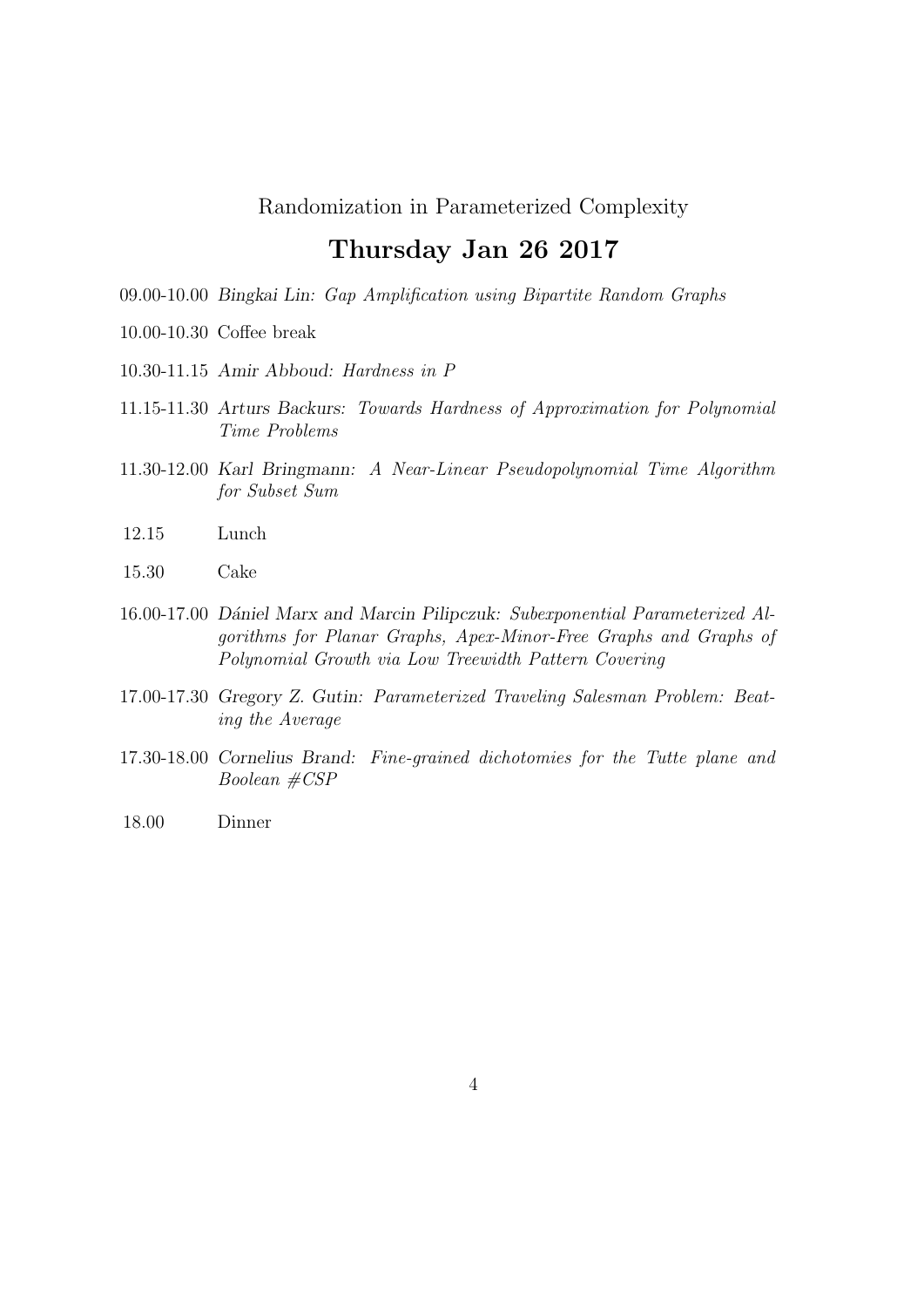Randomization in Parameterized Complexity

## Thursday Jan 26 2017

09.00-10.00 *Bingkai Lin: Gap Amplification using Bipartite Random Graphs*

10.00-10.30 Coffee break

10.30-11.15 *Amir Abboud: Hardness in P*

11.15-11.30 *Arturs Backurs: Towards Hardness of Approximation for Polynomial Time Problems*

11.30-12.00 *Karl Bringmann: A Near-Linear Pseudopolynomial Time Algorithm for Subset Sum*

12.15 Lunch

15.30 Cake

16.00-17.00 *Dániel Marx and Marcin Pilipczuk: Subexponential Parameterized Algorithms for Planar Graphs, Apex-Minor-Free Graphs and Graphs of Polynomial Growth via Low Treewidth Pattern Covering*

17.00-17.30 *Gregory Z. Gutin: Parameterized Traveling Salesman Problem: Beating the Average*

17.30-18.00 *Cornelius Brand: Fine-grained dichotomies for the Tutte plane and Boolean #CSP*

18.00 Dinner